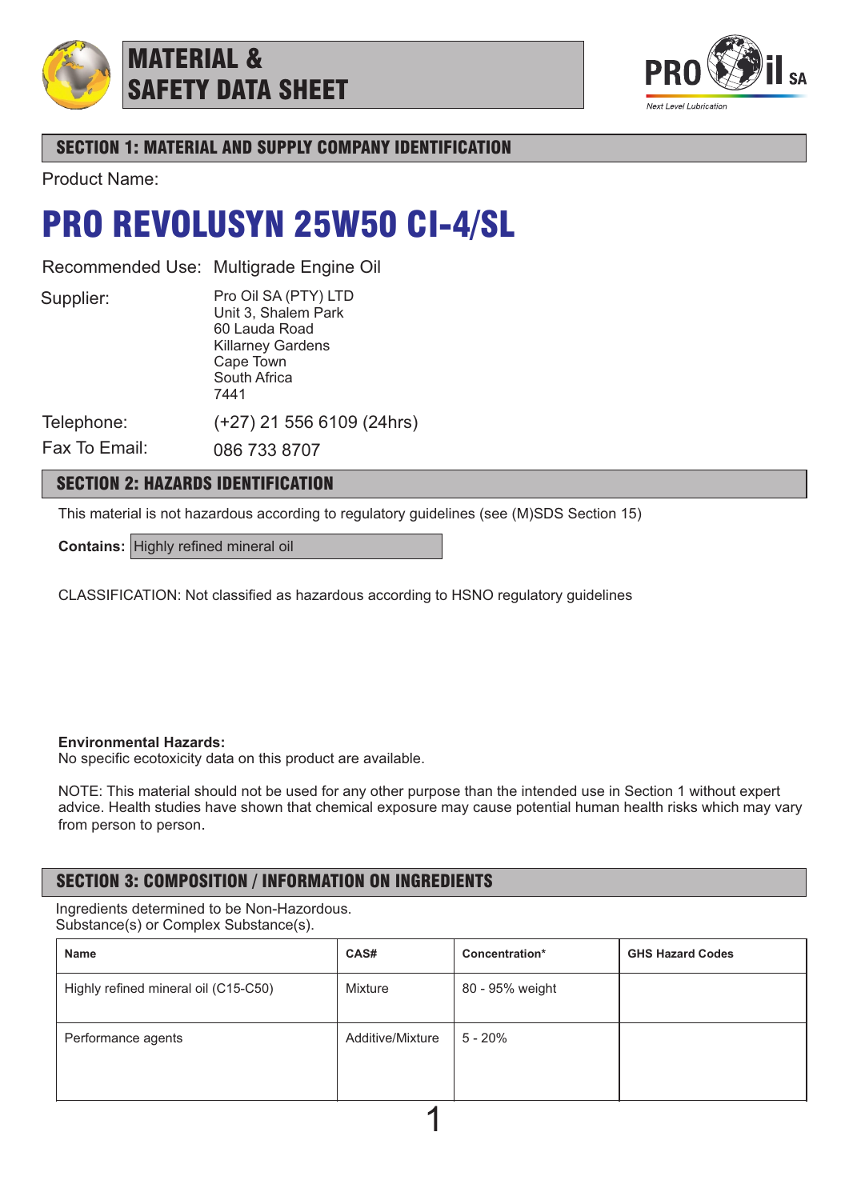# MATERIAL & SAFETY DATA SHEET

## SECTION 1: MATERIAL AND SUPPLY COMPANY IDENTIFICATION

Product Name:

# PRO REVOLUSYN 25W50 CI-4/SL

Recommended Use: Multigrade Engine Oil

Supplier:
Pro Oil SA (PTY) LTD
Unit 3, Shalem Park
60 Lauda Road
Killarney Gardens
Cape Town
South Africa
7441

Telephone: (+27) 21 556 6109 (24hrs)

Fax To Email: 086 733 8707

## SECTION 2: HAZARDS IDENTIFICATION

This material is not hazardous according to regulatory guidelines (see (M)SDS Section 15)

**Contains:** Highly refined mineral oil

CLASSIFICATION: Not classified as hazardous according to HSNO regulatory guidelines

**Environmental Hazards:**
No specific ecotoxicity data on this product are available.

NOTE: This material should not be used for any other purpose than the intended use in Section 1 without expert advice. Health studies have shown that chemical exposure may cause potential human health risks which may vary from person to person.

## SECTION 3: COMPOSITION / INFORMATION ON INGREDIENTS

Ingredients determined to be Non-Hazordous.
Substance(s) or Complex Substance(s).

| Name | CAS# | Concentration* | GHS Hazard Codes |
|---|---|---|---|
| Highly refined mineral oil (C15-C50) | Mixture | 80 - 95% weight | |
| Performance agents | Additive/Mixture | 5 - 20% | |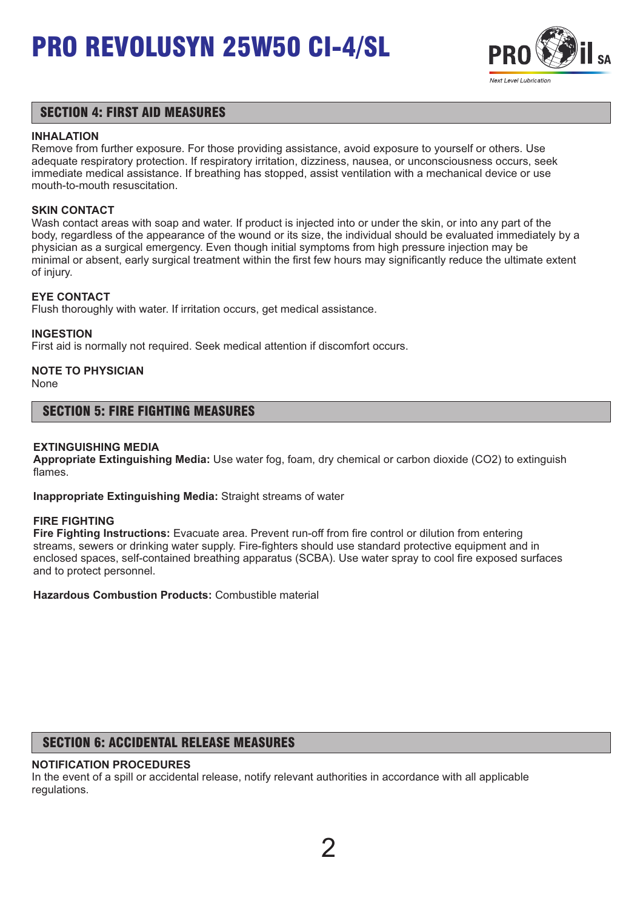## SECTION 4: FIRST AID MEASURES

**INHALATION**
Remove from further exposure. For those providing assistance, avoid exposure to yourself or others. Use adequate respiratory protection. If respiratory irritation, dizziness, nausea, or unconsciousness occurs, seek immediate medical assistance. If breathing has stopped, assist ventilation with a mechanical device or use mouth-to-mouth resuscitation.

**SKIN CONTACT**
Wash contact areas with soap and water. If product is injected into or under the skin, or into any part of the body, regardless of the appearance of the wound or its size, the individual should be evaluated immediately by a physician as a surgical emergency. Even though initial symptoms from high pressure injection may be minimal or absent, early surgical treatment within the first few hours may significantly reduce the ultimate extent of injury.

**EYE CONTACT**
Flush thoroughly with water. If irritation occurs, get medical assistance.

**INGESTION**
First aid is normally not required. Seek medical attention if discomfort occurs.

**NOTE TO PHYSICIAN**
None

## SECTION 5: FIRE FIGHTING MEASURES

**EXTINGUISHING MEDIA**
**Appropriate Extinguishing Media:** Use water fog, foam, dry chemical or carbon dioxide ($CO_2$) to extinguish flames.

**Inappropriate Extinguishing Media:** Straight streams of water

**FIRE FIGHTING**
**Fire Fighting Instructions:** Evacuate area. Prevent run-off from fire control or dilution from entering streams, sewers or drinking water supply. Fire-fighters should use standard protective equipment and in enclosed spaces, self-contained breathing apparatus (SCBA). Use water spray to cool fire exposed surfaces and to protect personnel.

**Hazardous Combustion Products:** Combustible material

## SECTION 6: ACCIDENTAL RELEASE MEASURES

**NOTIFICATION PROCEDURES**
In the event of a spill or accidental release, notify relevant authorities in accordance with all applicable regulations.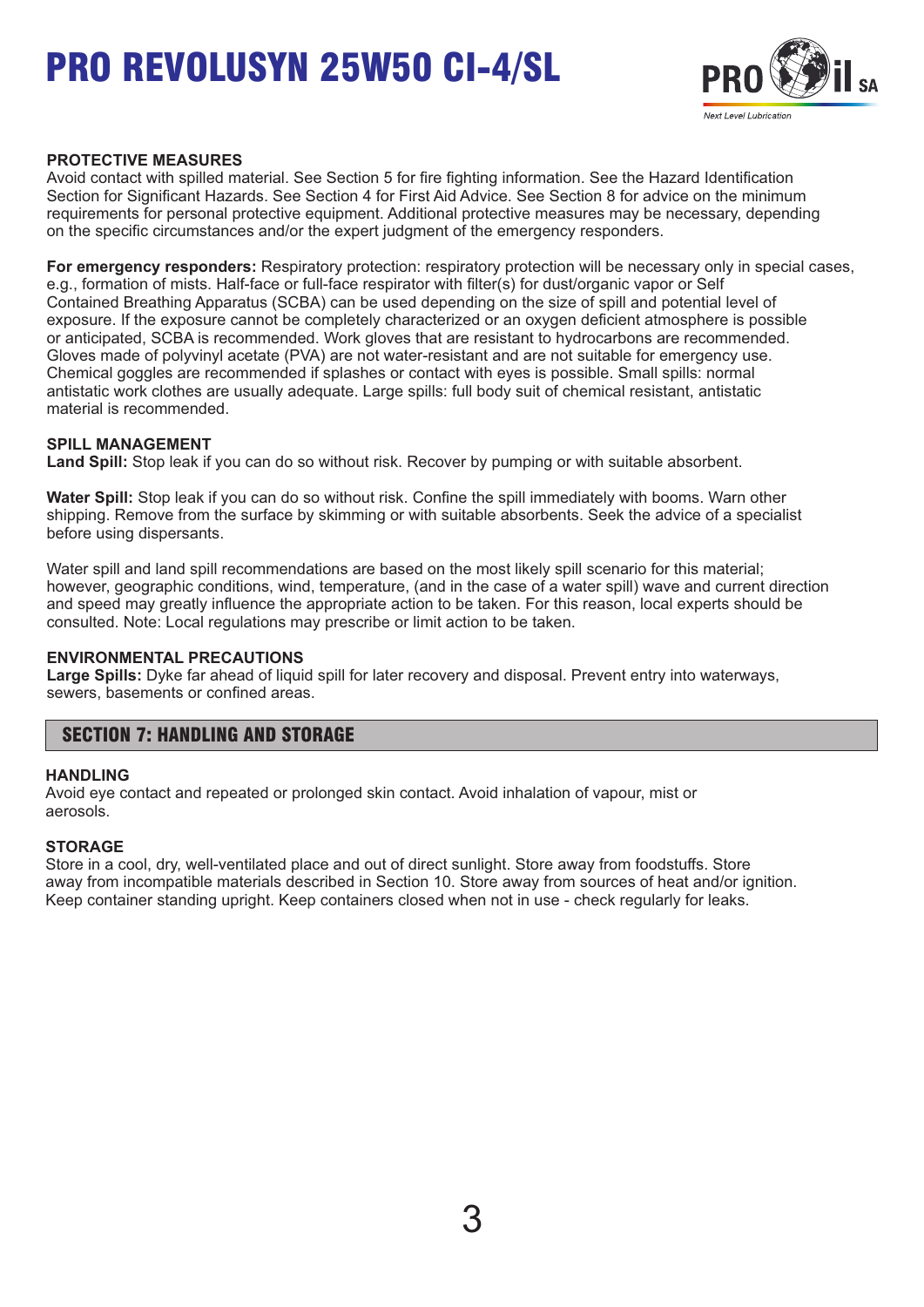#### PROTECTIVE MEASURES

Avoid contact with spilled material. See Section 5 for fire fighting information. See the Hazard Identification Section for Significant Hazards. See Section 4 for First Aid Advice. See Section 8 for advice on the minimum requirements for personal protective equipment. Additional protective measures may be necessary, depending on the specific circumstances and/or the expert judgment of the emergency responders.

**For emergency responders:** Respiratory protection: respiratory protection will be necessary only in special cases, e.g., formation of mists. Half-face or full-face respirator with filter(s) for dust/organic vapor or Self Contained Breathing Apparatus (SCBA) can be used depending on the size of spill and potential level of exposure. If the exposure cannot be completely characterized or an oxygen deficient atmosphere is possible or anticipated, SCBA is recommended. Work gloves that are resistant to hydrocarbons are recommended. Gloves made of polyvinyl acetate (PVA) are not water-resistant and are not suitable for emergency use. Chemical goggles are recommended if splashes or contact with eyes is possible. Small spills: normal antistatic work clothes are usually adequate. Large spills: full body suit of chemical resistant, antistatic material is recommended.

#### SPILL MANAGEMENT

**Land Spill:** Stop leak if you can do so without risk. Recover by pumping or with suitable absorbent.

**Water Spill:** Stop leak if you can do so without risk. Confine the spill immediately with booms. Warn other shipping. Remove from the surface by skimming or with suitable absorbents. Seek the advice of a specialist before using dispersants.

Water spill and land spill recommendations are based on the most likely spill scenario for this material; however, geographic conditions, wind, temperature, (and in the case of a water spill) wave and current direction and speed may greatly influence the appropriate action to be taken. For this reason, local experts should be consulted. Note: Local regulations may prescribe or limit action to be taken.

#### ENVIRONMENTAL PRECAUTIONS

**Large Spills:** Dyke far ahead of liquid spill for later recovery and disposal. Prevent entry into waterways, sewers, basements or confined areas.

## SECTION 7: HANDLING AND STORAGE

#### HANDLING

Avoid eye contact and repeated or prolonged skin contact. Avoid inhalation of vapour, mist or aerosols.

#### STORAGE

Store in a cool, dry, well-ventilated place and out of direct sunlight. Store away from foodstuffs. Store away from incompatible materials described in Section 10. Store away from sources of heat and/or ignition. Keep container standing upright. Keep containers closed when not in use - check regularly for leaks.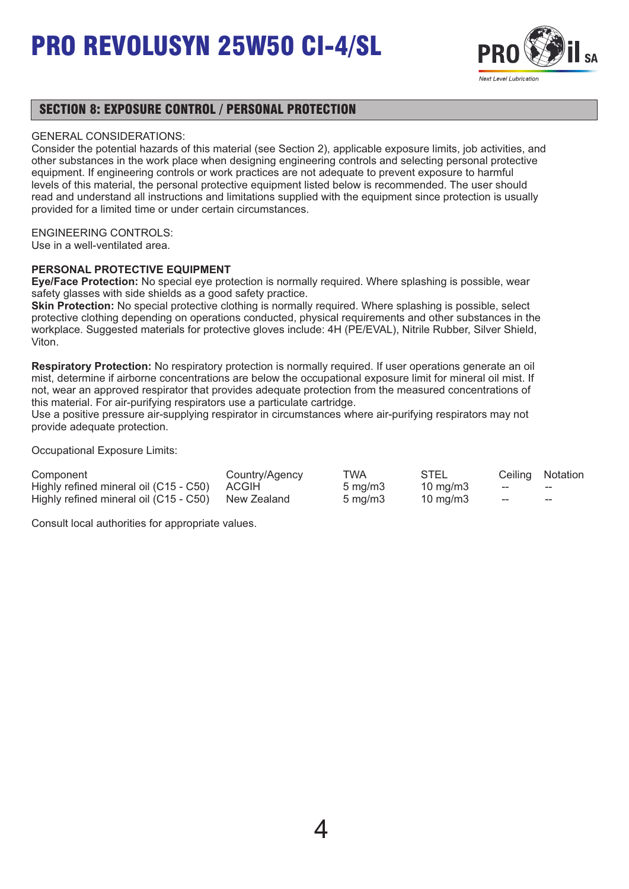# PRO REVOLUSYN 25W50 CI-4/SL

## SECTION 8: EXPOSURE CONTROL / PERSONAL PROTECTION

GENERAL CONSIDERATIONS:
Consider the potential hazards of this material (see Section 2), applicable exposure limits, job activities, and other substances in the work place when designing engineering controls and selecting personal protective equipment. If engineering controls or work practices are not adequate to prevent exposure to harmful levels of this material, the personal protective equipment listed below is recommended. The user should read and understand all instructions and limitations supplied with the equipment since protection is usually provided for a limited time or under certain circumstances.

ENGINEERING CONTROLS:
Use in a well-ventilated area.

**PERSONAL PROTECTIVE EQUIPMENT**

**Eye/Face Protection:** No special eye protection is normally required. Where splashing is possible, wear safety glasses with side shields as a good safety practice.

**Skin Protection:** No special protective clothing is normally required. Where splashing is possible, select protective clothing depending on operations conducted, physical requirements and other substances in the workplace. Suggested materials for protective gloves include: 4H (PE/EVAL), Nitrile Rubber, Silver Shield, Viton.

**Respiratory Protection:** No respiratory protection is normally required. If user operations generate an oil mist, determine if airborne concentrations are below the occupational exposure limit for mineral oil mist. If not, wear an approved respirator that provides adequate protection from the measured concentrations of this material. For air-purifying respirators use a particulate cartridge.
Use a positive pressure air-supplying respirator in circumstances where air-purifying respirators may not provide adequate protection.

Occupational Exposure Limits:

| Component | Country/Agency | TWA | STEL | Ceiling | Notation |
|---|---|---|---|---|---|
| Highly refined mineral oil (C15 - C50) | ACGIH | 5 mg/m3 | 10 mg/m3 | -- | -- |
| Highly refined mineral oil (C15 - C50) | New Zealand | 5 mg/m3 | 10 mg/m3 | -- | -- |

Consult local authorities for appropriate values.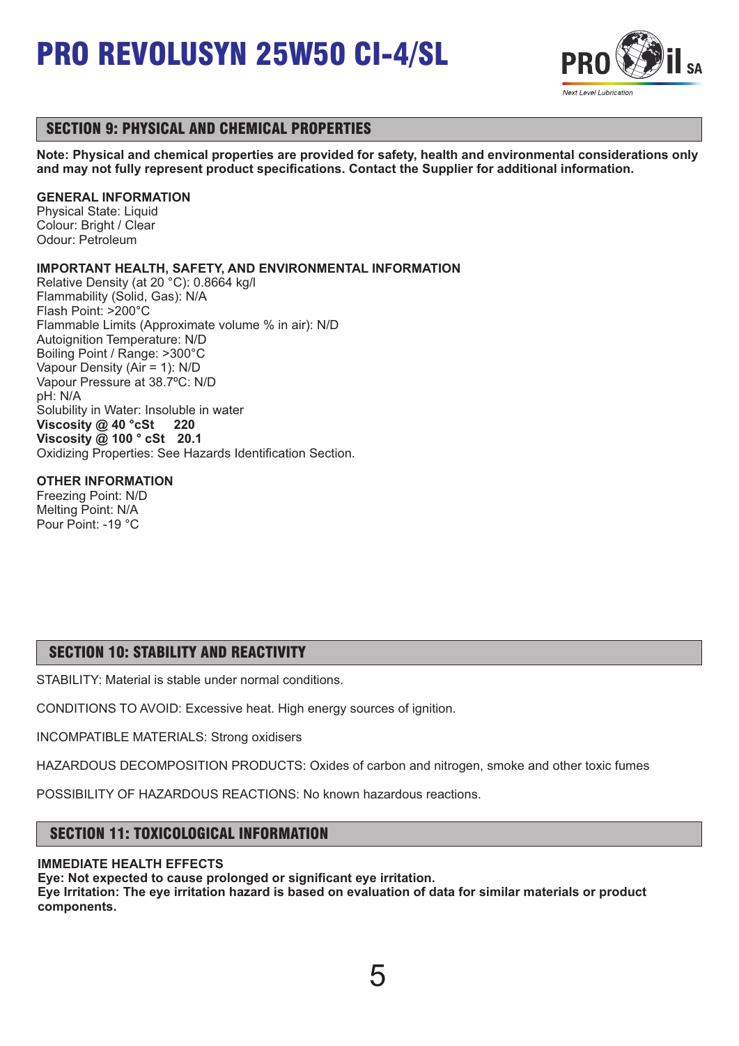# PRO REVOLUSYN 25W50 CI-4/SL

## SECTION 9: PHYSICAL AND CHEMICAL PROPERTIES

**Note: Physical and chemical properties are provided for safety, health and environmental considerations only and may not fully represent product specifications. Contact the Supplier for additional information.**

**GENERAL INFORMATION**
Physical State: Liquid
Colour: Bright / Clear
Odour: Petroleum

**IMPORTANT HEALTH, SAFETY, AND ENVIRONMENTAL INFORMATION**
Relative Density (at 20 °C): 0.8664 kg/l
Flammability (Solid, Gas): N/A
Flash Point: >200°C
Flammable Limits (Approximate volume % in air): N/D
Autoignition Temperature: N/D
Boiling Point / Range: >300°C
Vapour Density (Air = 1): N/D
Vapour Pressure at 38.7ºC: N/D
pH: N/A
Solubility in Water: Insoluble in water
**Viscosity @ 40 °cSt 220**
**Viscosity @ 100 ° cSt 20.1**
Oxidizing Properties: See Hazards Identification Section.

**OTHER INFORMATION**
Freezing Point: N/D
Melting Point: N/A
Pour Point: -19 °C

## SECTION 10: STABILITY AND REACTIVITY

STABILITY: Material is stable under normal conditions.

CONDITIONS TO AVOID: Excessive heat. High energy sources of ignition.

INCOMPATIBLE MATERIALS: Strong oxidisers

HAZARDOUS DECOMPOSITION PRODUCTS: Oxides of carbon and nitrogen, smoke and other toxic fumes

POSSIBILITY OF HAZARDOUS REACTIONS: No known hazardous reactions.

## SECTION 11: TOXICOLOGICAL INFORMATION

**IMMEDIATE HEALTH EFFECTS**
**Eye: Not expected to cause prolonged or significant eye irritation.**
**Eye Irritation: The eye irritation hazard is based on evaluation of data for similar materials or product components.**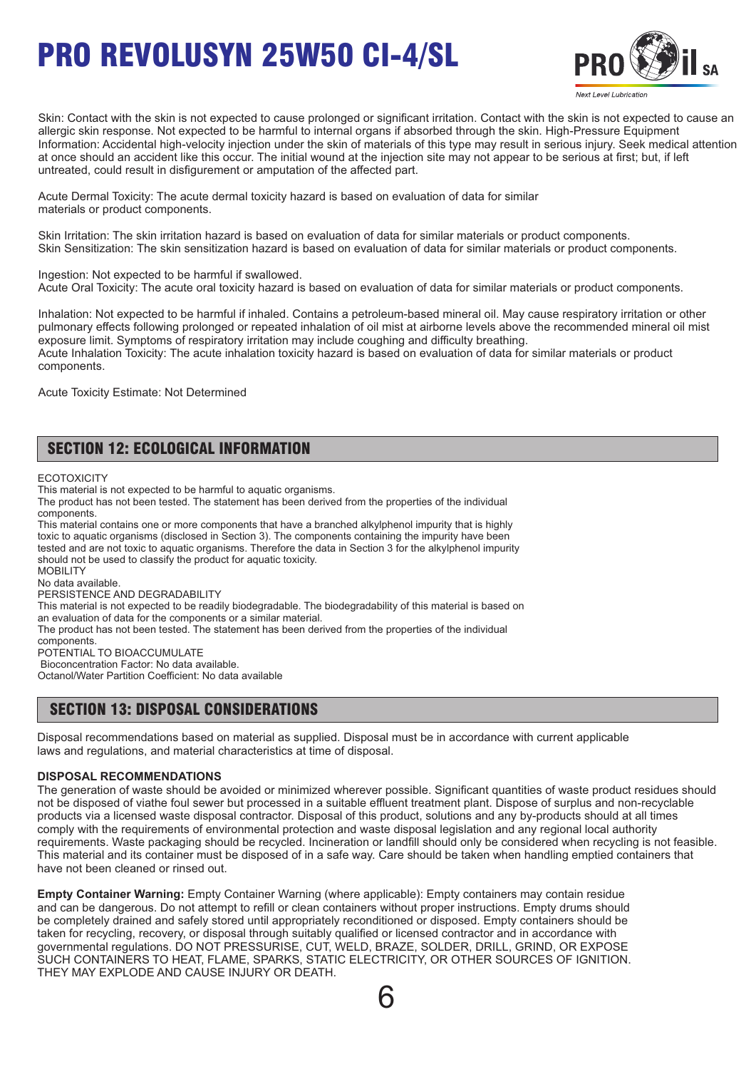Skin: Contact with the skin is not expected to cause prolonged or significant irritation. Contact with the skin is not expected to cause an allergic skin response. Not expected to be harmful to internal organs if absorbed through the skin. High-Pressure Equipment Information: Accidental high-velocity injection under the skin of materials of this type may result in serious injury. Seek medical attention at once should an accident like this occur. The initial wound at the injection site may not appear to be serious at first; but, if left untreated, could result in disfigurement or amputation of the affected part.

Acute Dermal Toxicity: The acute dermal toxicity hazard is based on evaluation of data for similar materials or product components.

Skin Irritation: The skin irritation hazard is based on evaluation of data for similar materials or product components.
Skin Sensitization: The skin sensitization hazard is based on evaluation of data for similar materials or product components.

Ingestion: Not expected to be harmful if swallowed.
Acute Oral Toxicity: The acute oral toxicity hazard is based on evaluation of data for similar materials or product components.

Inhalation: Not expected to be harmful if inhaled. Contains a petroleum-based mineral oil. May cause respiratory irritation or other pulmonary effects following prolonged or repeated inhalation of oil mist at airborne levels above the recommended mineral oil mist exposure limit. Symptoms of respiratory irritation may include coughing and difficulty breathing.
Acute Inhalation Toxicity: The acute inhalation toxicity hazard is based on evaluation of data for similar materials or product components.

Acute Toxicity Estimate: Not Determined

## SECTION 12: ECOLOGICAL INFORMATION

ECOTOXICITY
This material is not expected to be harmful to aquatic organisms.
The product has not been tested. The statement has been derived from the properties of the individual components.
This material contains one or more components that have a branched alkylphenol impurity that is highly toxic to aquatic organisms (disclosed in Section 3). The components containing the impurity have been tested and are not toxic to aquatic organisms. Therefore the data in Section 3 for the alkylphenol impurity should not be used to classify the product for aquatic toxicity.
MOBILITY
No data available.
PERSISTENCE AND DEGRADABILITY
This material is not expected to be readily biodegradable. The biodegradability of this material is based on an evaluation of data for the components or a similar material.
The product has not been tested. The statement has been derived from the properties of the individual components.
POTENTIAL TO BIOACCUMULATE
Bioconcentration Factor: No data available.
Octanol/Water Partition Coefficient: No data available

## SECTION 13: DISPOSAL CONSIDERATIONS

Disposal recommendations based on material as supplied. Disposal must be in accordance with current applicable laws and regulations, and material characteristics at time of disposal.

**DISPOSAL RECOMMENDATIONS**
The generation of waste should be avoided or minimized wherever possible. Significant quantities of waste product residues should not be disposed of viathe foul sewer but processed in a suitable effluent treatment plant. Dispose of surplus and non-recyclable products via a licensed waste disposal contractor. Disposal of this product, solutions and any by-products should at all times comply with the requirements of environmental protection and waste disposal legislation and any regional local authority requirements. Waste packaging should be recycled. Incineration or landfill should only be considered when recycling is not feasible. This material and its container must be disposed of in a safe way. Care should be taken when handling emptied containers that have not been cleaned or rinsed out.

**Empty Container Warning:** Empty Container Warning (where applicable): Empty containers may contain residue and can be dangerous. Do not attempt to refill or clean containers without proper instructions. Empty drums should be completely drained and safely stored until appropriately reconditioned or disposed. Empty containers should be taken for recycling, recovery, or disposal through suitably qualified or licensed contractor and in accordance with governmental regulations. DO NOT PRESSURISE, CUT, WELD, BRAZE, SOLDER, DRILL, GRIND, OR EXPOSE SUCH CONTAINERS TO HEAT, FLAME, SPARKS, STATIC ELECTRICITY, OR OTHER SOURCES OF IGNITION. THEY MAY EXPLODE AND CAUSE INJURY OR DEATH.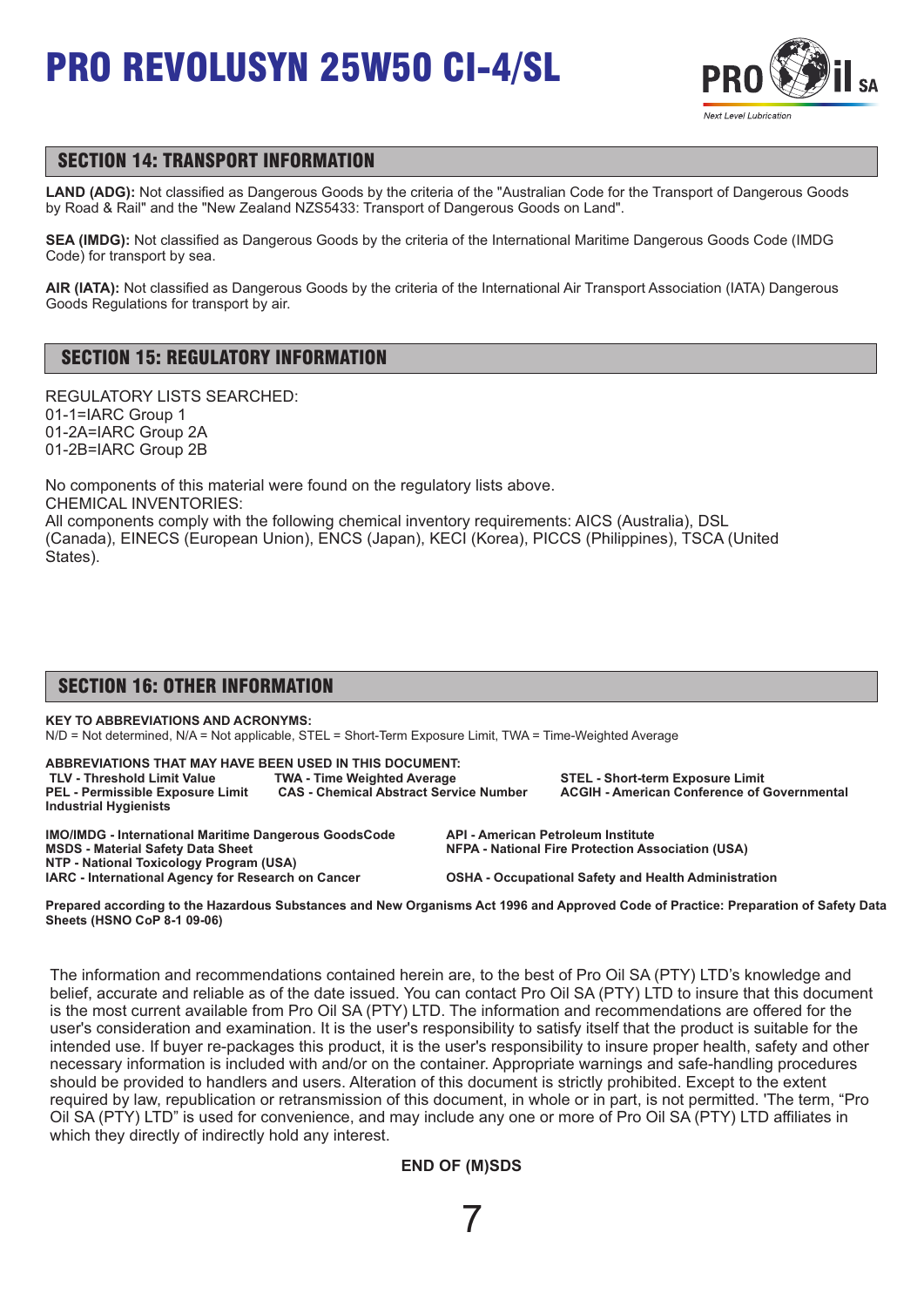# PRO REVOLUSYN 25W50 CI-4/SL

## SECTION 14: TRANSPORT INFORMATION

**LAND (ADG):** Not classified as Dangerous Goods by the criteria of the "Australian Code for the Transport of Dangerous Goods by Road & Rail" and the "New Zealand NZS5433: Transport of Dangerous Goods on Land".

**SEA (IMDG):** Not classified as Dangerous Goods by the criteria of the International Maritime Dangerous Goods Code (IMDG Code) for transport by sea.

**AIR (IATA):** Not classified as Dangerous Goods by the criteria of the International Air Transport Association (IATA) Dangerous Goods Regulations for transport by air.

## SECTION 15: REGULATORY INFORMATION

REGULATORY LISTS SEARCHED:
01-1=IARC Group 1
01-2A=IARC Group 2A
01-2B=IARC Group 2B

No components of this material were found on the regulatory lists above.
CHEMICAL INVENTORIES:
All components comply with the following chemical inventory requirements: AICS (Australia), DSL (Canada), EINECS (European Union), ENCS (Japan), KECI (Korea), PICCS (Philippines), TSCA (United States).

## SECTION 16: OTHER INFORMATION

**KEY TO ABBREVIATIONS AND ACRONYMS:**
N/D = Not determined, N/A = Not applicable, STEL = Short-Term Exposure Limit, TWA = Time-Weighted Average

**ABBREVIATIONS THAT MAY HAVE BEEN USED IN THIS DOCUMENT:**

**TLV - Threshold Limit Value**
**TWA - Time Weighted Average**
**STEL - Short-term Exposure Limit**
**PEL - Permissible Exposure Limit**
**CAS - Chemical Abstract Service Number**
**ACGIH - American Conference of Governmental Industrial Hygienists**

**IMO/IMDG - International Maritime Dangerous GoodsCode**
**API - American Petroleum Institute**
**MSDS - Material Safety Data Sheet**
**NFPA - National Fire Protection Association (USA)**
**NTP - National Toxicology Program (USA)**
**IARC - International Agency for Research on Cancer**
**OSHA - Occupational Safety and Health Administration**

**Prepared according to the Hazardous Substances and New Organisms Act 1996 and Approved Code of Practice: Preparation of Safety Data Sheets (HSNO CoP 8-1 09-06)**

The information and recommendations contained herein are, to the best of Pro Oil SA (PTY) LTD's knowledge and belief, accurate and reliable as of the date issued. You can contact Pro Oil SA (PTY) LTD to insure that this document is the most current available from Pro Oil SA (PTY) LTD. The information and recommendations are offered for the user's consideration and examination. It is the user's responsibility to satisfy itself that the product is suitable for the intended use. If buyer re-packages this product, it is the user's responsibility to insure proper health, safety and other necessary information is included with and/or on the container. Appropriate warnings and safe-handling procedures should be provided to handlers and users. Alteration of this document is strictly prohibited. Except to the extent required by law, republication or retransmission of this document, in whole or in part, is not permitted. 'The term, "Pro Oil SA (PTY) LTD" is used for convenience, and may include any one or more of Pro Oil SA (PTY) LTD affiliates in which they directly of indirectly hold any interest.

**END OF (M)SDS**